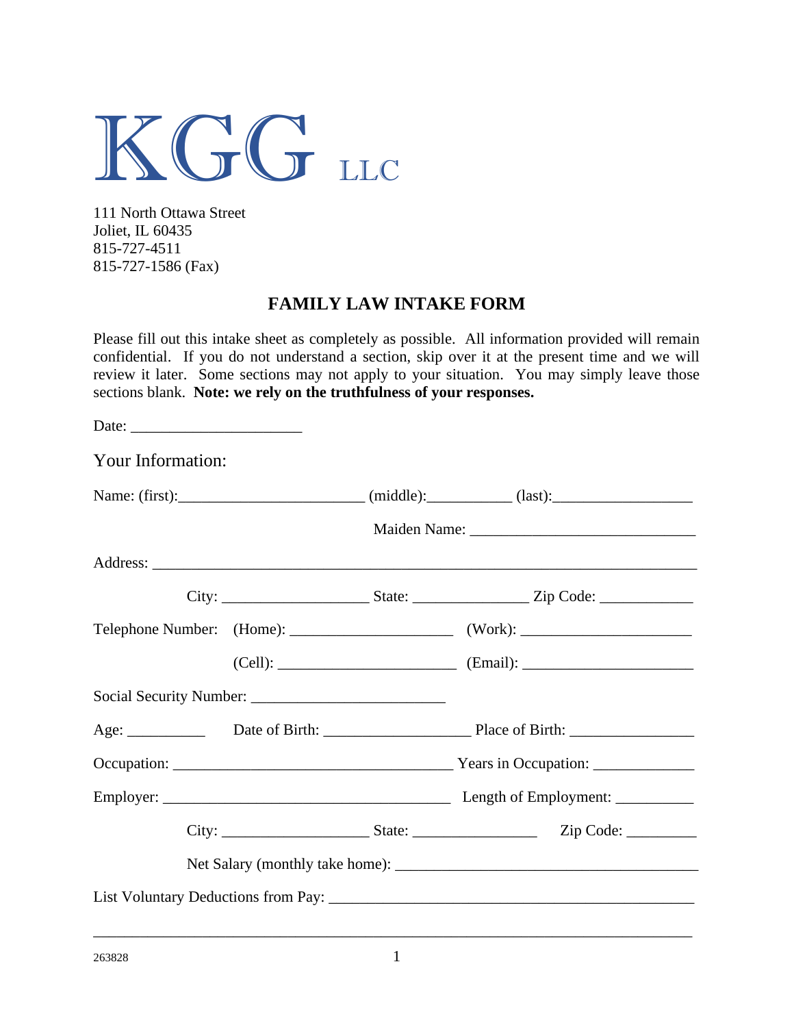# KGG LLC

111 North Ottawa Street
Joliet, IL 60435
815-727-4511
815-727-1586 (Fax)

## FAMILY LAW INTAKE FORM

Please fill out this intake sheet as completely as possible. All information provided will remain confidential. If you do not understand a section, skip over it at the present time and we will review it later. Some sections may not apply to your situation. You may simply leave those sections blank. **Note: we rely on the truthfulness of your responses.**

Date: ______________________

### Your Information:

Name: (first):________________________ (middle):___________ (last):__________________

Maiden Name: _____________________________

Address: _____________________________________________________________________

City: ___________________ State: _______________ Zip Code: ____________

Telephone Number: (Home): _____________________ (Work): ______________________

(Cell): _______________________ (Email): ______________________

Social Security Number: _________________________

Age: __________ Date of Birth: ___________________ Place of Birth: ________________

Occupation: _____________________________________ Years in Occupation: _____________

Employer: _____________________________________ Length of Employment: __________

City: ___________________ State: ________________ Zip Code: _________

Net Salary (monthly take home): _______________________________________

List Voluntary Deductions from Pay: ________________________________________________

_____________________________________________________________________________

263828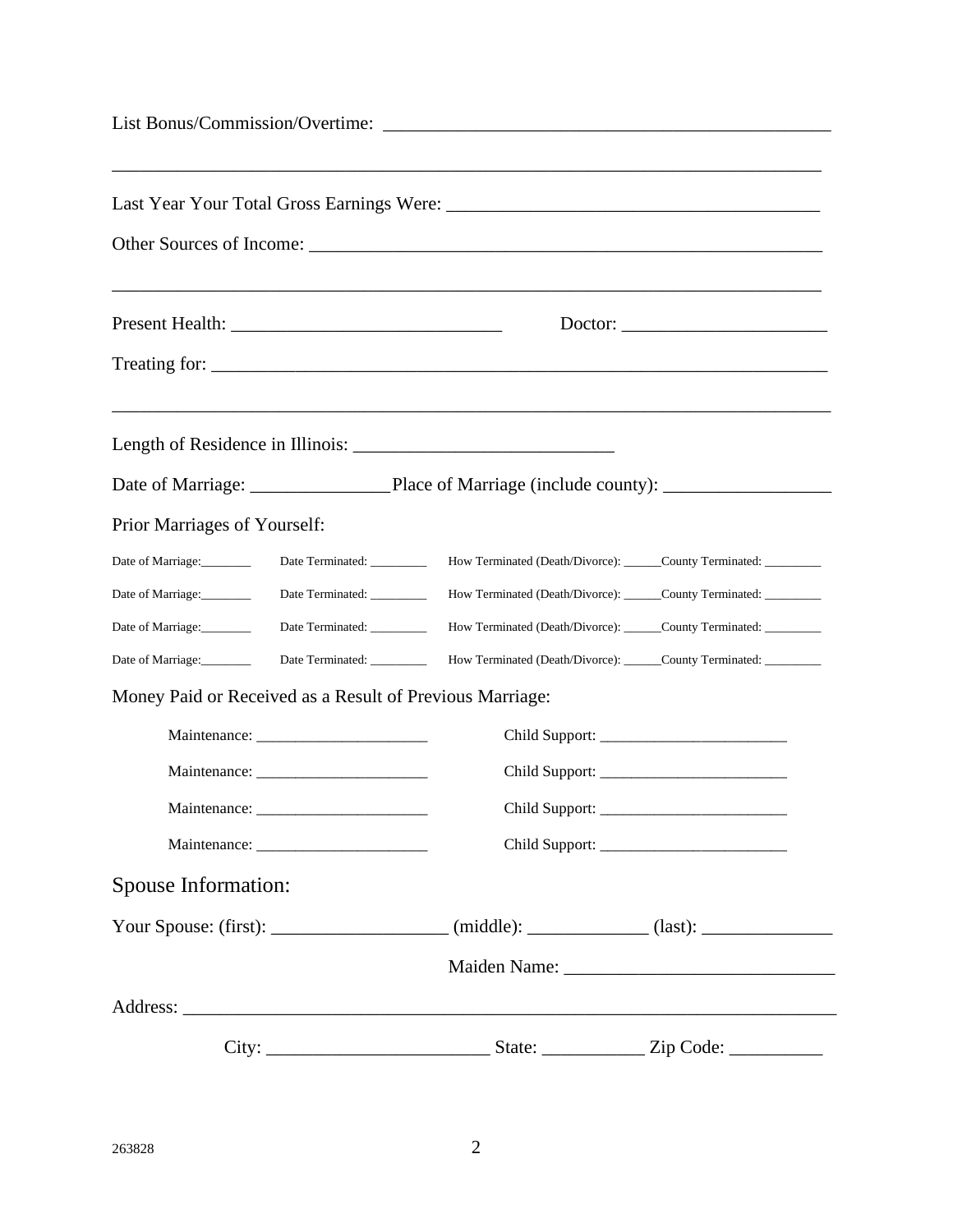List Bonus/Commission/Overtime: ________________________________________________

_______________________________________________________________________________

Last Year Your Total Gross Earnings Were: ________________________________________

Other Sources of Income: ________________________________________________________

_______________________________________________________________________________

Present Health: ______________________________ Doctor: ______________________

Treating for: ___________________________________________________________________

_______________________________________________________________________________

Length of Residence in Illinois: ____________________________

Date of Marriage: _______________ Place of Marriage (include county): __________________

Prior Marriages of Yourself:

Date of Marriage:________ Date Terminated: _________ How Terminated (Death/Divorce): ______County Terminated: _________

Date of Marriage:________ Date Terminated: _________ How Terminated (Death/Divorce): ______County Terminated: _________

Date of Marriage:________ Date Terminated: _________ How Terminated (Death/Divorce): ______County Terminated: _________

Date of Marriage:________ Date Terminated: _________ How Terminated (Death/Divorce): ______County Terminated: _________

Money Paid or Received as a Result of Previous Marriage:

Maintenance: ______________________ Child Support: ________________________

Maintenance: ______________________ Child Support: ________________________

Maintenance: ______________________ Child Support: ________________________

Maintenance: ______________________ Child Support: ________________________

## Spouse Information:

Your Spouse: (first): ___________________ (middle): _____________ (last): ______________

Maiden Name: ____________________________

Address: _______________________________________________________________________

City: ________________________ State: ___________ Zip Code: __________

263828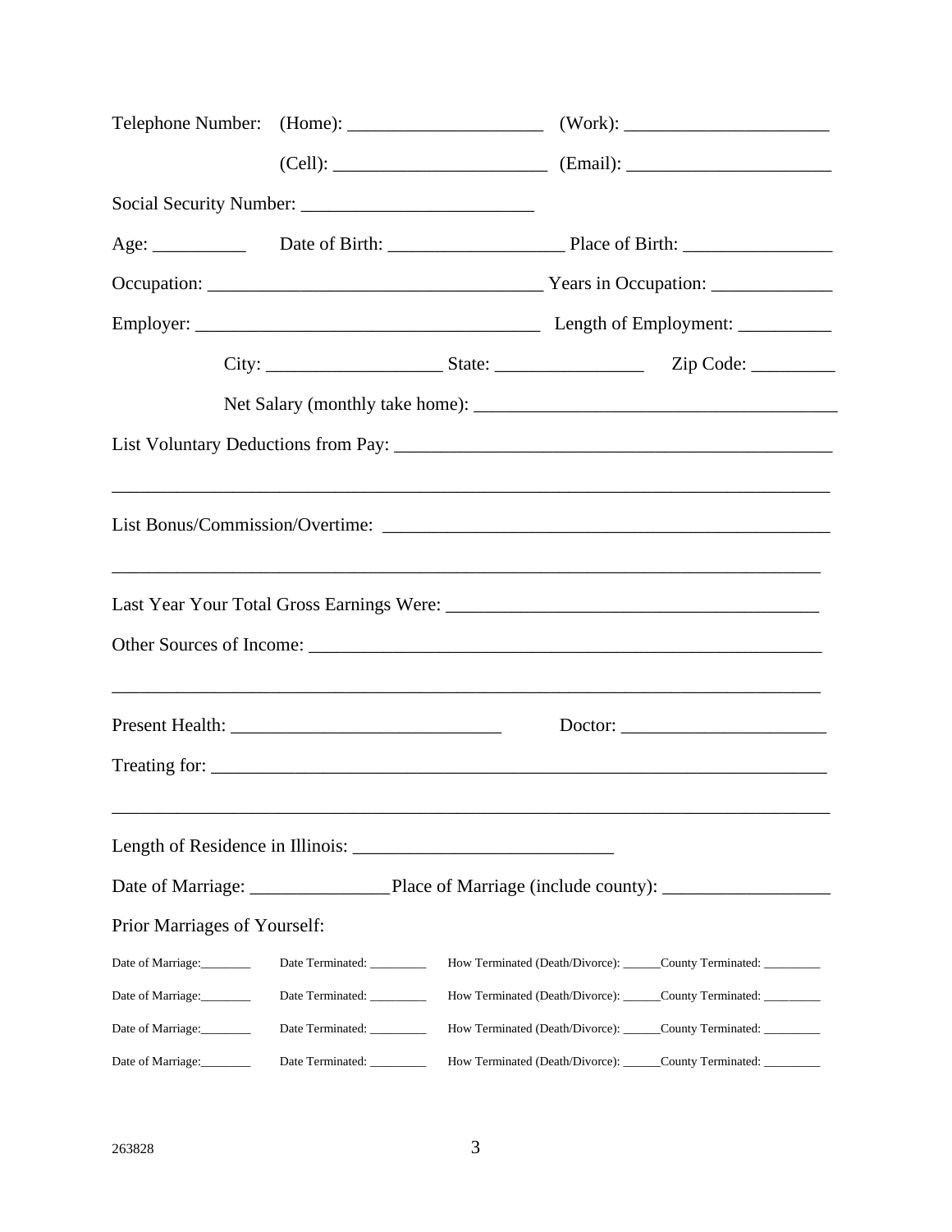Telephone Number: (Home): _____________________ (Work): ______________________

(Cell): ______________________ (Email): ______________________

Social Security Number: _________________________

Age: __________ Date of Birth: ___________________ Place of Birth: ________________

Occupation: ____________________________________ Years in Occupation: _____________

Employer: _____________________________________ Length of Employment: __________

City: ___________________ State: ________________ Zip Code: _________

Net Salary (monthly take home): ______________________________________

List Voluntary Deductions from Pay: _______________________________________________

_____________________________________________________________________________

List Bonus/Commission/Overtime: _________________________________________________

_____________________________________________________________________________

Last Year Your Total Gross Earnings Were: _______________________________________

Other Sources of Income: ________________________________________________________

_____________________________________________________________________________

Present Health: _____________________________ Doctor: ______________________

Treating for: _________________________________________________________________

_____________________________________________________________________________

Length of Residence in Illinois: ____________________________

Date of Marriage: _______________ Place of Marriage (include county): __________________

Prior Marriages of Yourself:

Date of Marriage:________ Date Terminated: _________ How Terminated (Death/Divorce): ______County Terminated: _________

Date of Marriage:________ Date Terminated: _________ How Terminated (Death/Divorce): ______County Terminated: _________

Date of Marriage:________ Date Terminated: _________ How Terminated (Death/Divorce): ______County Terminated: _________

Date of Marriage:________ Date Terminated: _________ How Terminated (Death/Divorce): ______County Terminated: _________

263828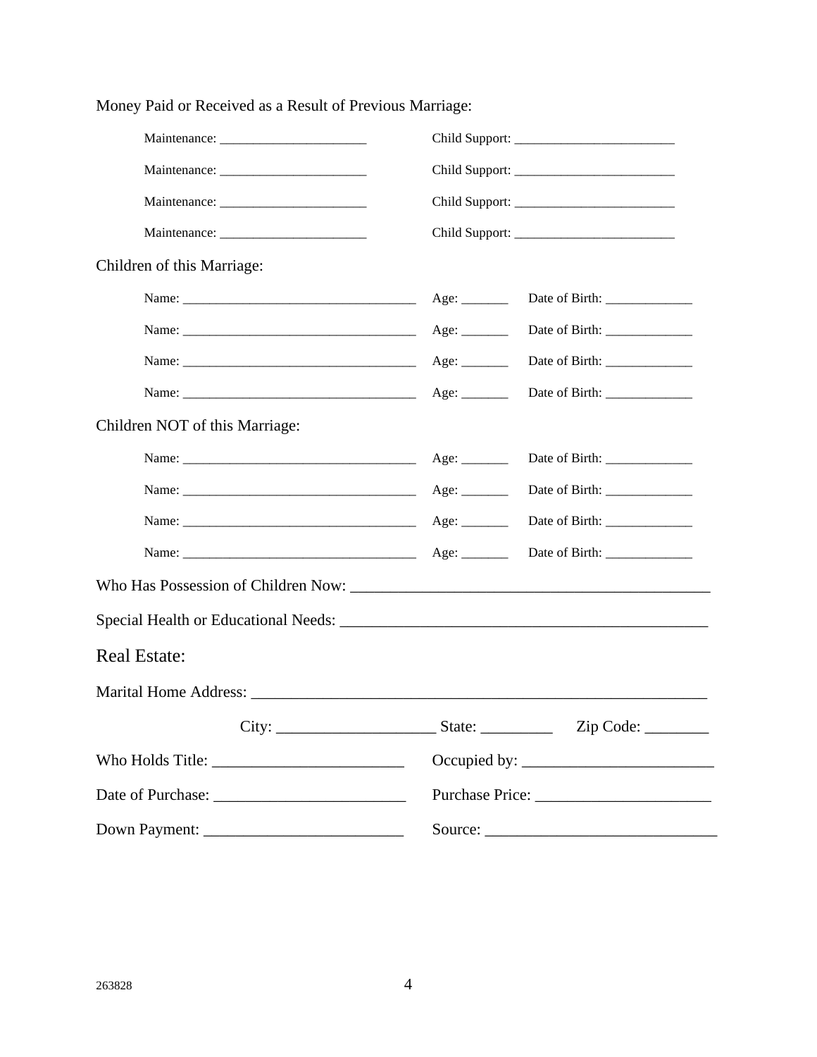Money Paid or Received as a Result of Previous Marriage:

Maintenance: ______________________ Child Support: ________________________

Maintenance: ______________________ Child Support: ________________________

Maintenance: ______________________ Child Support: ________________________

Maintenance: ______________________ Child Support: ________________________

Children of this Marriage:

Name: ___________________________________ Age: _______ Date of Birth: _____________

Name: ___________________________________ Age: _______ Date of Birth: _____________

Name: ___________________________________ Age: _______ Date of Birth: _____________

Name: ___________________________________ Age: _______ Date of Birth: _____________

Children NOT of this Marriage:

Name: ___________________________________ Age: _______ Date of Birth: _____________

Name: ___________________________________ Age: _______ Date of Birth: _____________

Name: ___________________________________ Age: _______ Date of Birth: _____________

Name: ___________________________________ Age: _______ Date of Birth: _____________

Who Has Possession of Children Now: ______________________________________________

Special Health or Educational Needs: ______________________________________________

## Real Estate:

Marital Home Address: _______________________________________________________

City: ____________________ State: _________ Zip Code: ________

Who Holds Title: ________________________ Occupied by: ________________________

Date of Purchase: ________________________ Purchase Price: ______________________

Down Payment: _________________________ Source: ____________________________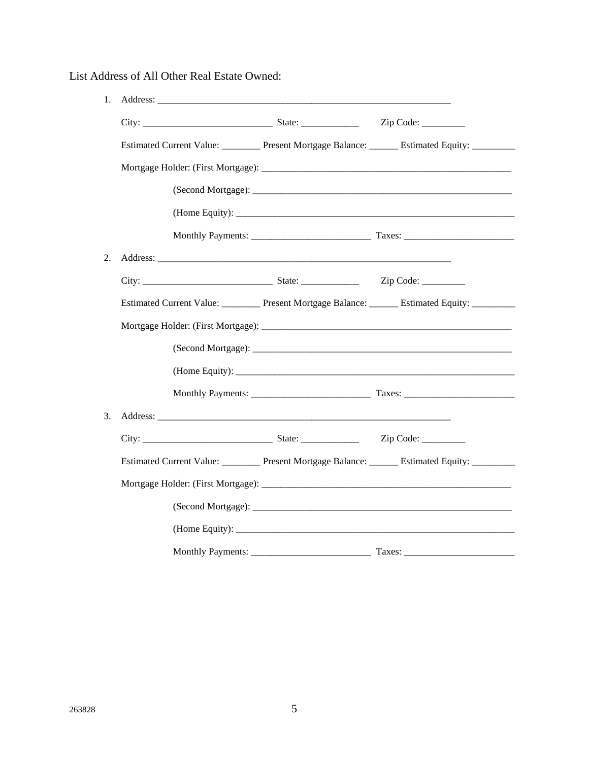List Address of All Other Real Estate Owned:

1. Address: ____________________________________________________________

   City: ___________________________ State: ____________ Zip Code: _________

   Estimated Current Value: ________ Present Mortgage Balance: ______ Estimated Equity: _________

   Mortgage Holder: (First Mortgage): ______________________________________________________

   (Second Mortgage): ______________________________________________________

   (Home Equity): __________________________________________________________

   Monthly Payments: _________________________ Taxes: _______________________

2. Address: ____________________________________________________________

   City: ___________________________ State: ____________ Zip Code: _________

   Estimated Current Value: ________ Present Mortgage Balance: ______ Estimated Equity: _________

   Mortgage Holder: (First Mortgage): ______________________________________________________

   (Second Mortgage): ______________________________________________________

   (Home Equity): __________________________________________________________

   Monthly Payments: _________________________ Taxes: _______________________

3. Address: ____________________________________________________________

   City: ___________________________ State: ____________ Zip Code: _________

   Estimated Current Value: ________ Present Mortgage Balance: ______ Estimated Equity: _________

   Mortgage Holder: (First Mortgage): ______________________________________________________

   (Second Mortgage): ______________________________________________________

   (Home Equity): __________________________________________________________

   Monthly Payments: _________________________ Taxes: _______________________

263828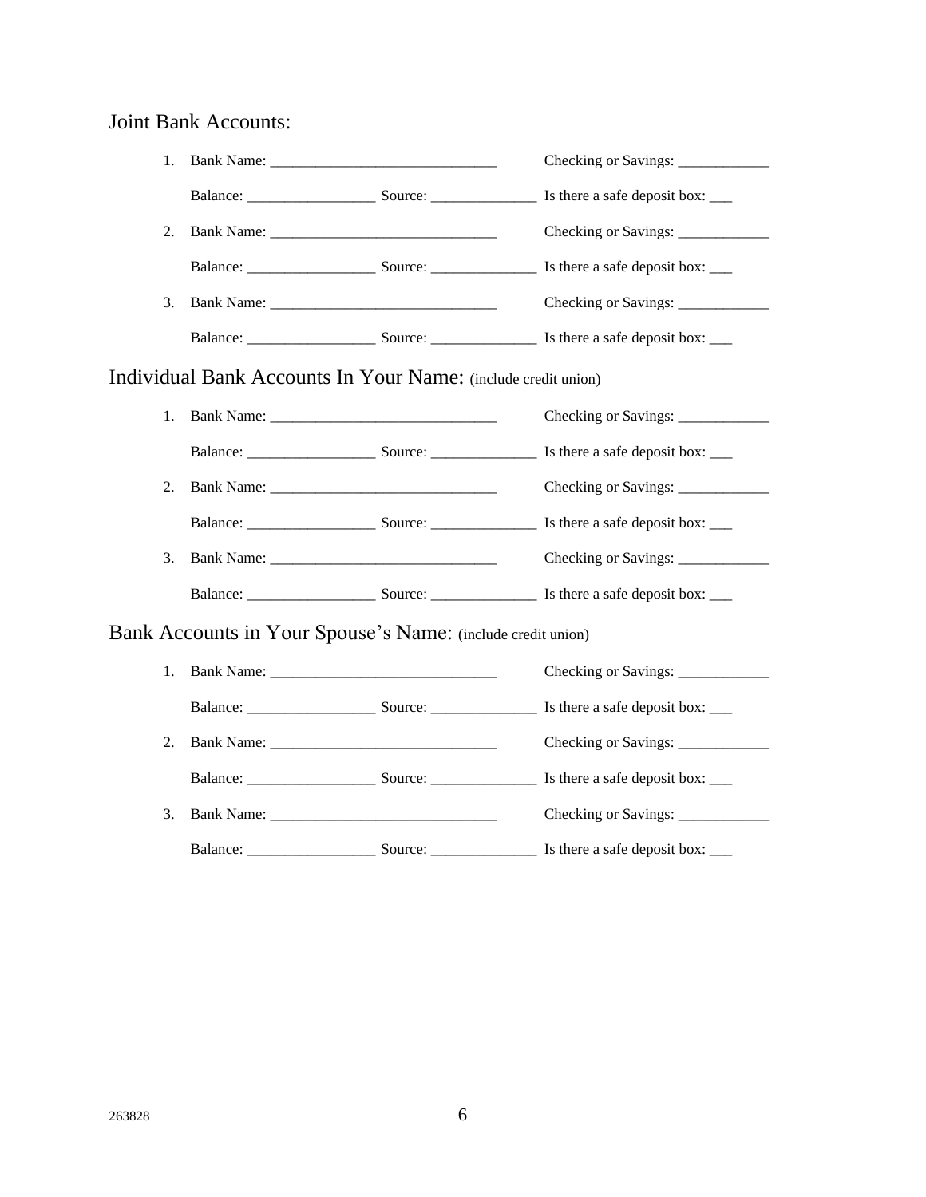## Joint Bank Accounts:

1. Bank Name: _______________________________ Checking or Savings: ____________

   Balance: _________________ Source: ______________ Is there a safe deposit box: ___

2. Bank Name: _______________________________ Checking or Savings: ____________

   Balance: _________________ Source: ______________ Is there a safe deposit box: ___

3. Bank Name: _______________________________ Checking or Savings: ____________

   Balance: _________________ Source: ______________ Is there a safe deposit box: ___

## Individual Bank Accounts In Your Name: (include credit union)

1. Bank Name: _______________________________ Checking or Savings: ____________

   Balance: _________________ Source: ______________ Is there a safe deposit box: ___

2. Bank Name: _______________________________ Checking or Savings: ____________

   Balance: _________________ Source: ______________ Is there a safe deposit box: ___

3. Bank Name: _______________________________ Checking or Savings: ____________

   Balance: _________________ Source: ______________ Is there a safe deposit box: ___

## Bank Accounts in Your Spouse's Name: (include credit union)

1. Bank Name: _______________________________ Checking or Savings: ____________

   Balance: _________________ Source: ______________ Is there a safe deposit box: ___

2. Bank Name: _______________________________ Checking or Savings: ____________

   Balance: _________________ Source: ______________ Is there a safe deposit box: ___

3. Bank Name: _______________________________ Checking or Savings: ____________

   Balance: _________________ Source: ______________ Is there a safe deposit box: ___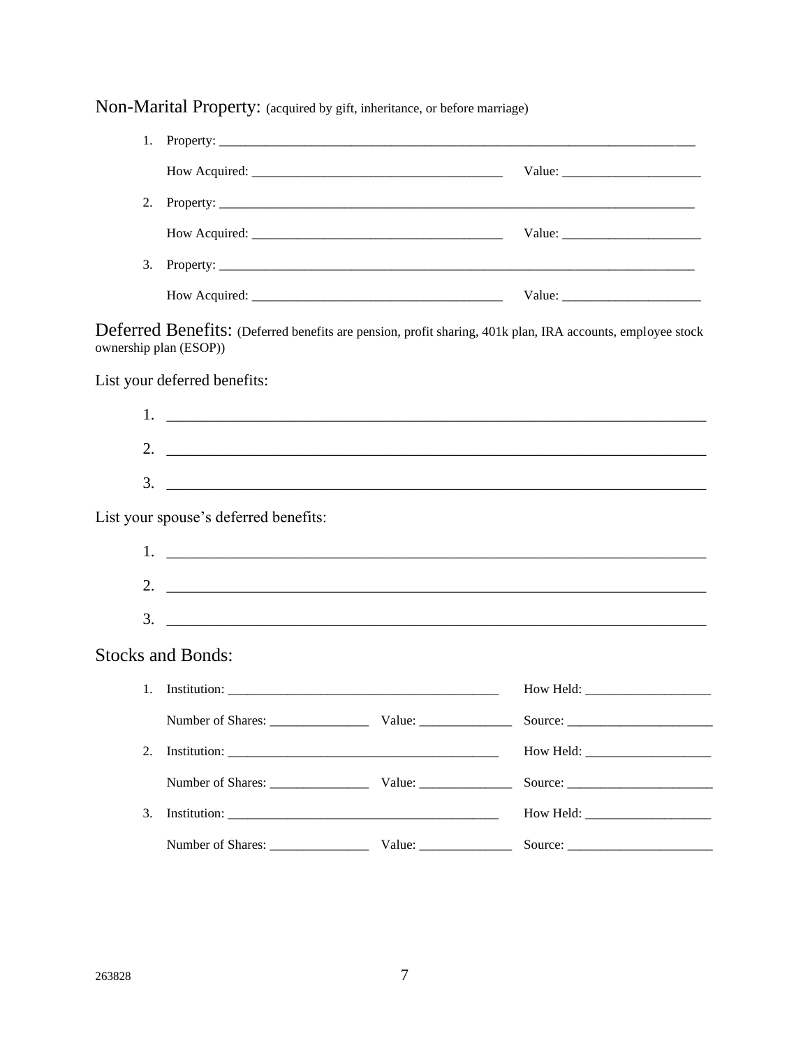## Non-Marital Property: (acquired by gift, inheritance, or before marriage)

1. Property: ______________________________________________________________________

   How Acquired: ___________________________________ Value: ____________________

2. Property: ______________________________________________________________________

   How Acquired: ___________________________________ Value: ____________________

3. Property: ______________________________________________________________________

   How Acquired: ___________________________________ Value: ____________________

## Deferred Benefits: (Deferred benefits are pension, profit sharing, 401k plan, IRA accounts, employee stock ownership plan (ESOP))

List your deferred benefits:

1. ______________________________________________________________________
2. ______________________________________________________________________
3. ______________________________________________________________________

List your spouse's deferred benefits:

1. ______________________________________________________________________
2. ______________________________________________________________________
3. ______________________________________________________________________

## Stocks and Bonds:

1. Institution: ______________________________________ How Held: __________________

   Number of Shares: ______________ Value: _____________ Source: ____________________

2. Institution: ______________________________________ How Held: __________________

   Number of Shares: ______________ Value: _____________ Source: ____________________

3. Institution: ______________________________________ How Held: __________________

   Number of Shares: ______________ Value: _____________ Source: ____________________

263828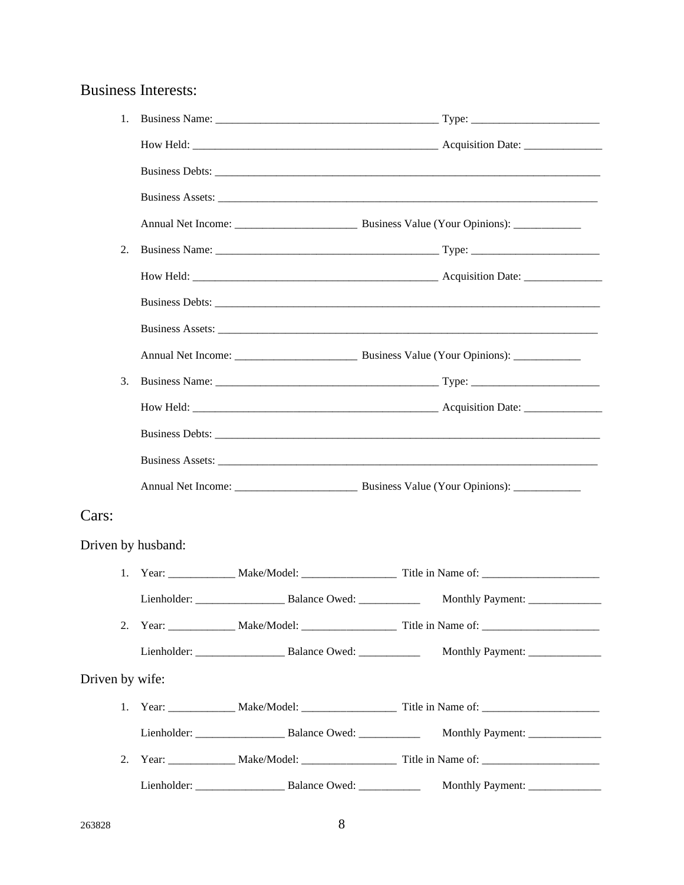## Business Interests:

1. Business Name: ________________________________________ Type: ________________________

   How Held: ____________________________________________ Acquisition Date: ______________

   Business Debts: ___________________________________________________________________________

   Business Assets: __________________________________________________________________________

   Annual Net Income: ______________________ Business Value (Your Opinions): ____________

2. Business Name: ________________________________________ Type: ________________________

   How Held: ____________________________________________ Acquisition Date: ______________

   Business Debts: ___________________________________________________________________________

   Business Assets: __________________________________________________________________________

   Annual Net Income: ______________________ Business Value (Your Opinions): ____________

3. Business Name: ________________________________________ Type: ________________________

   How Held: ____________________________________________ Acquisition Date: ______________

   Business Debts: ___________________________________________________________________________

   Business Assets: __________________________________________________________________________

   Annual Net Income: ______________________ Business Value (Your Opinions): ____________

## Cars:

### Driven by husband:

1. Year: ____________ Make/Model: _________________ Title in Name of: ______________________

   Lienholder: ________________ Balance Owed: ___________ Monthly Payment: ______________

2. Year: ____________ Make/Model: _________________ Title in Name of: ______________________

   Lienholder: ________________ Balance Owed: ___________ Monthly Payment: ______________

### Driven by wife:

1. Year: ____________ Make/Model: _________________ Title in Name of: ______________________

   Lienholder: ________________ Balance Owed: ___________ Monthly Payment: ______________

2. Year: ____________ Make/Model: _________________ Title in Name of: ______________________

   Lienholder: ________________ Balance Owed: ___________ Monthly Payment: ______________

263828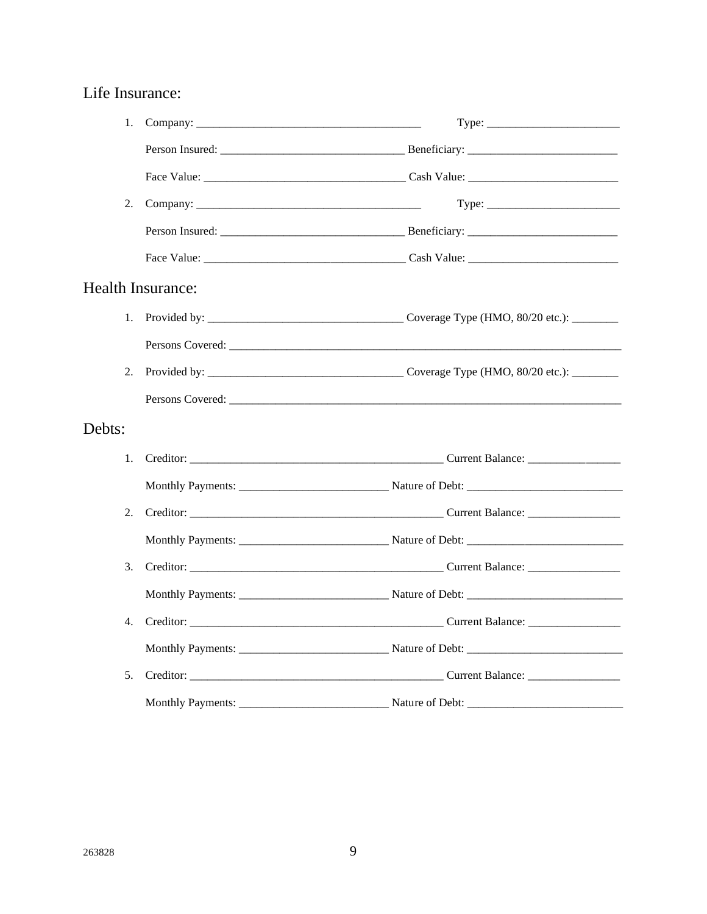## Life Insurance:

1. Company: _______________________________________ Type: _______________________

   Person Insured: _______________________________ Beneficiary: _________________________

   Face Value: __________________________________ Cash Value: _________________________

2. Company: _______________________________________ Type: _______________________

   Person Insured: _______________________________ Beneficiary: _________________________

   Face Value: __________________________________ Cash Value: _________________________

## Health Insurance:

1. Provided by: _________________________________ Coverage Type (HMO, 80/20 etc.): ________

   Persons Covered: _____________________________________________________________________

2. Provided by: _________________________________ Coverage Type (HMO, 80/20 etc.): ________

   Persons Covered: _____________________________________________________________________

## Debts:

1. Creditor: ____________________________________________ Current Balance: ________________

   Monthly Payments: _________________________ Nature of Debt: ___________________________

2. Creditor: ____________________________________________ Current Balance: ________________

   Monthly Payments: _________________________ Nature of Debt: ___________________________

3. Creditor: ____________________________________________ Current Balance: ________________

   Monthly Payments: _________________________ Nature of Debt: ___________________________

4. Creditor: ____________________________________________ Current Balance: ________________

   Monthly Payments: _________________________ Nature of Debt: ___________________________

5. Creditor: ____________________________________________ Current Balance: ________________

   Monthly Payments: _________________________ Nature of Debt: ___________________________

263828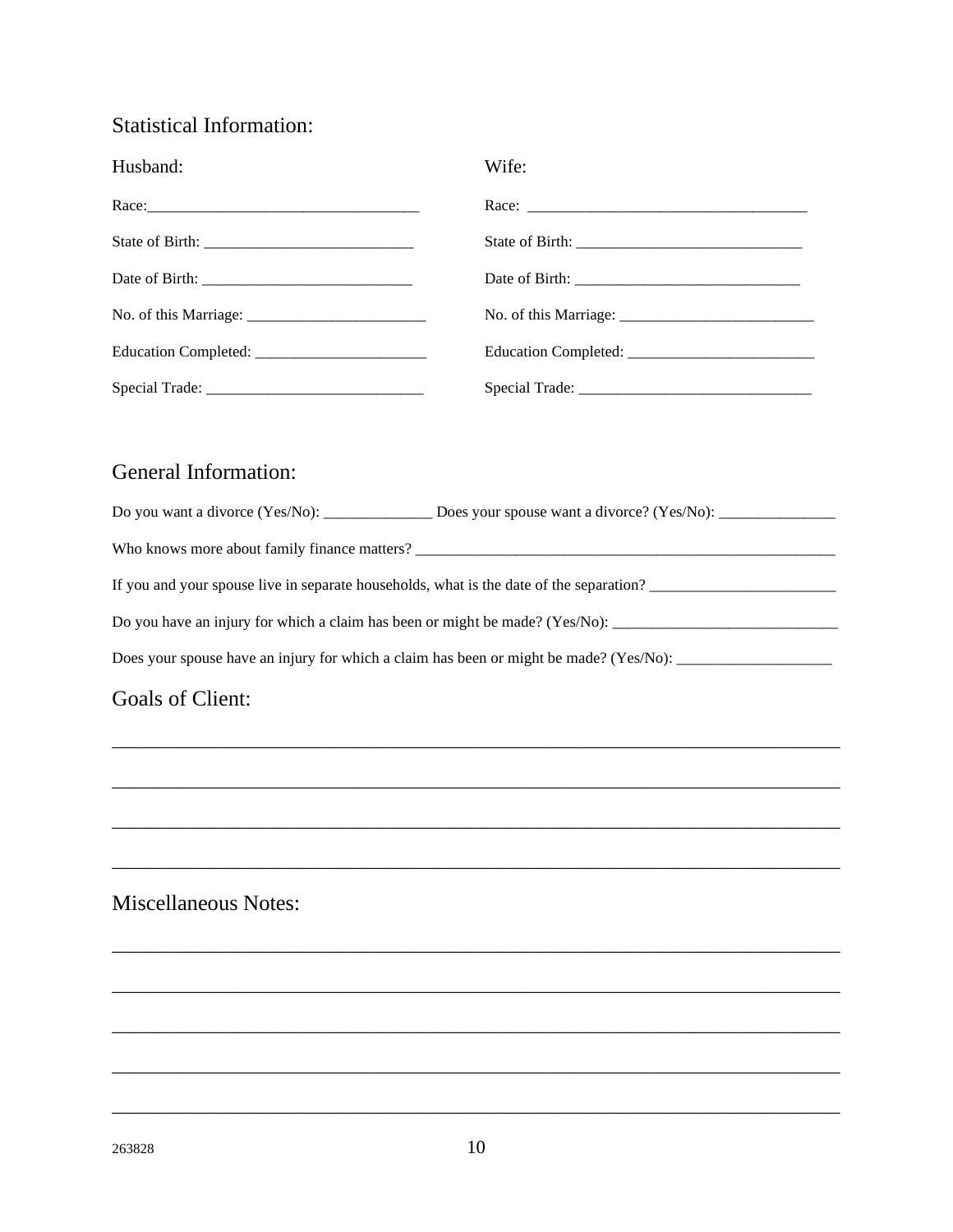## Statistical Information:

| Husband: | Wife: |
|---|---|
| Race:___________________________________ | Race: ____________________________________ |
| State of Birth: ___________________________ | State of Birth: _____________________________ |
| Date of Birth: ___________________________ | Date of Birth: _____________________________ |
| No. of this Marriage: _______________________ | No. of this Marriage: _________________________ |
| Education Completed: ______________________ | Education Completed: ________________________ |
| Special Trade: ____________________________ | Special Trade: ______________________________ |

## General Information:

Do you want a divorce (Yes/No): ______________ Does your spouse want a divorce? (Yes/No): _______________

Who knows more about family finance matters? _______________________________________________________

If you and your spouse live in separate households, what is the date of the separation? ________________________

Do you have an injury for which a claim has been or might be made? (Yes/No): _____________________________

Does your spouse have an injury for which a claim has been or might be made? (Yes/No): ____________________

## Goals of Client:

_______________________________________________________________________________

_______________________________________________________________________________

_______________________________________________________________________________

_______________________________________________________________________________

## Miscellaneous Notes:

_______________________________________________________________________________

_______________________________________________________________________________

_______________________________________________________________________________

_______________________________________________________________________________

_______________________________________________________________________________

263828